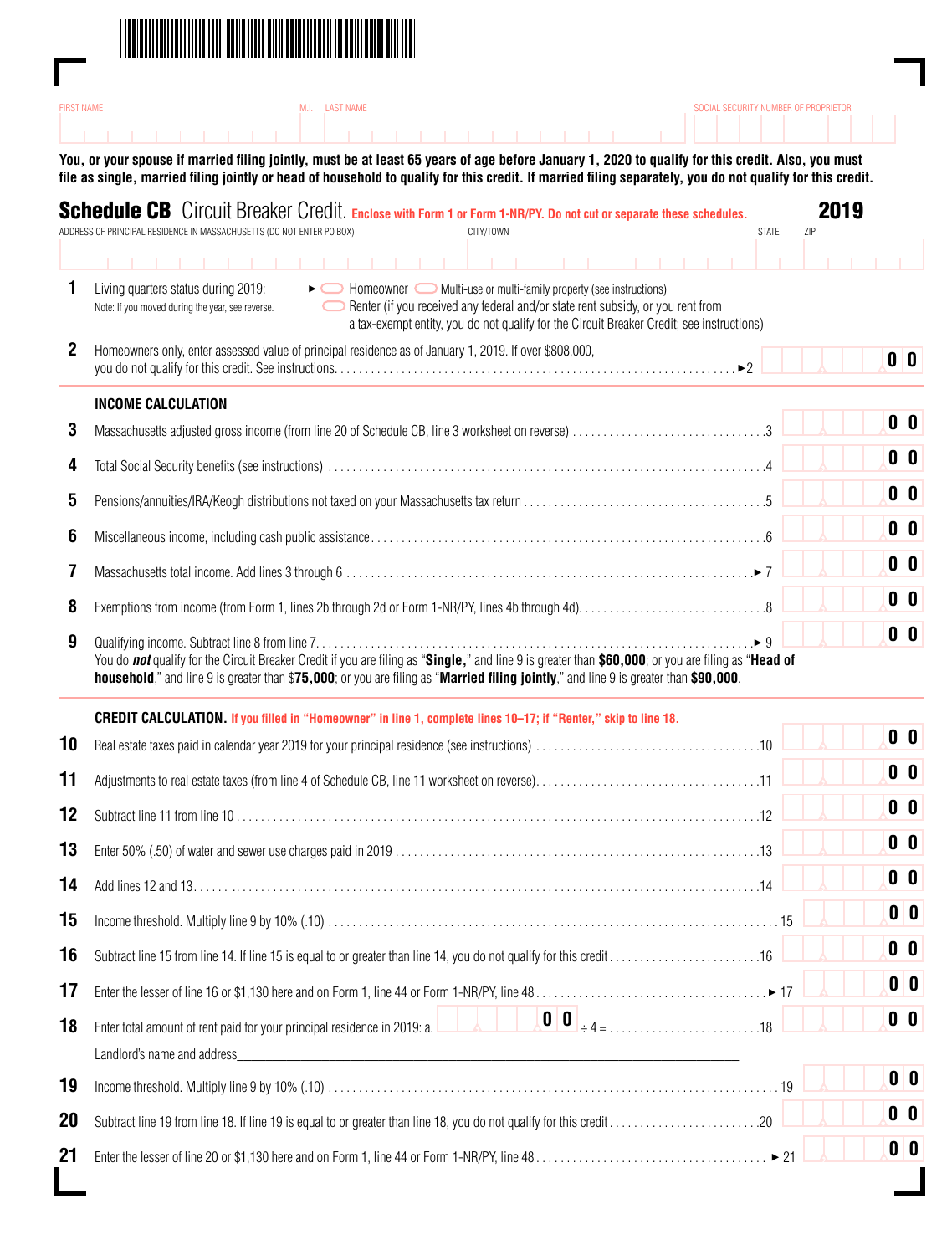FIRST NAME | M.I. | LAST NAME | SOCIAL SECURITY NUMBER OF PROPRIETOR

**You, or your spouse if married filing jointly, must be at least 65 years of age before January 1, 2020 to qualify for this credit. Also, you must file as single, married filing jointly or head of household to qualify for this credit. If married filing separately, you do not qualify for this credit.**

# Schedule CB Circuit Breaker Credit. 2019

**Enclose with Form 1 or Form 1-NR/PY. Do not cut or separate these schedules.**

ADDRESS OF PRINCIPAL RESIDENCE IN MASSACHUSETTS (DO NOT ENTER PO BOX) | CITY/TOWN | STATE | ZIP

**1** Living quarters status during 2019: ► ◯ Homeowner ◯ Multi-use or multi-family property (see instructions)
◯ Renter (if you received any federal and/or state rent subsidy, or you rent from a tax-exempt entity, you do not qualify for the Circuit Breaker Credit; see instructions)

Note: If you moved during the year, see reverse.

**2** Homeowners only, enter assessed value of principal residence as of January 1, 2019. If over $808,000, you do not qualify for this credit. See instructions ► 2 ______ 00

## INCOME CALCULATION

| | | |
|---|---|---|
| **3** | Massachusetts adjusted gross income (from line 20 of Schedule CB, line 3 worksheet on reverse) | 3 ______ 00 |
| **4** | Total Social Security benefits (see instructions) | 4 ______ 00 |
| **5** | Pensions/annuities/IRA/Keogh distributions not taxed on your Massachusetts tax return | 5 ______ 00 |
| **6** | Miscellaneous income, including cash public assistance | 6 ______ 00 |
| **7** | Massachusetts total income. Add lines 3 through 6 | ► 7 ______ 00 |
| **8** | Exemptions from income (from Form 1, lines 2b through 2d or Form 1-NR/PY, lines 4b through 4d) | 8 ______ 00 |
| **9** | Qualifying income. Subtract line 8 from line 7 | ► 9 ______ 00 |

You do ***not*** qualify for the Circuit Breaker Credit if you are filing as "**Single,**" and line 9 is greater than **$60,000**; or you are filing as "**Head of household**," and line 9 is greater than $**75,000**; or you are filing as "**Married filing jointly**," and line 9 is greater than **$90,000**.

## CREDIT CALCULATION. If you filled in "Homeowner" in line 1, complete lines 10–17; if "Renter," skip to line 18.

| | | |
|---|---|---|
| **10** | Real estate taxes paid in calendar year 2019 for your principal residence (see instructions) | 10 ______ 00 |
| **11** | Adjustments to real estate taxes (from line 4 of Schedule CB, line 11 worksheet on reverse) | 11 ______ 00 |
| **12** | Subtract line 11 from line 10 | 12 ______ 00 |
| **13** | Enter 50% (.50) of water and sewer use charges paid in 2019 | 13 ______ 00 |
| **14** | Add lines 12 and 13 | 14 ______ 00 |
| **15** | Income threshold. Multiply line 9 by 10% (.10) | 15 ______ 00 |
| **16** | Subtract line 15 from line 14. If line 15 is equal to or greater than line 14, you do not qualify for this credit | 16 ______ 00 |
| **17** | Enter the lesser of line 16 or $1,130 here and on Form 1, line 44 or Form 1-NR/PY, line 48 | ► 17 ______ 00 |
| **18** | Enter total amount of rent paid for your principal residence in 2019: a. ______ 00 ÷ 4 = | 18 ______ 00 |
| | Landlord's name and address ______________________ | |
| **19** | Income threshold. Multiply line 9 by 10% (.10) | 19 ______ 00 |
| **20** | Subtract line 19 from line 18. If line 19 is equal to or greater than line 18, you do not qualify for this credit | 20 ______ 00 |
| **21** | Enter the lesser of line 20 or $1,130 here and on Form 1, line 44 or Form 1-NR/PY, line 48 | ► 21 ______ 00 |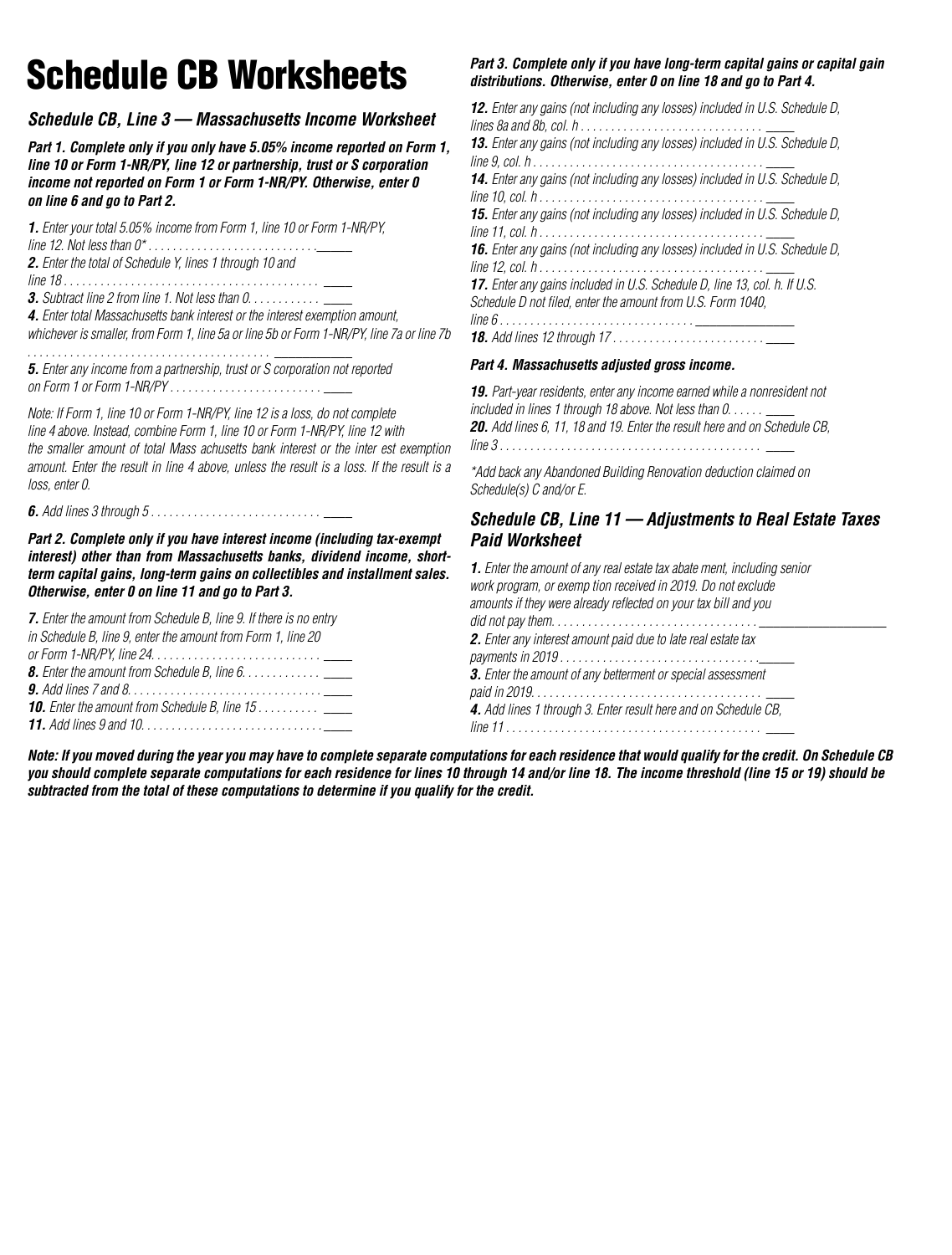# Schedule CB Worksheets

## Schedule CB, Line 3 — Massachusetts Income Worksheet

***Part 1. Complete only if you only have 5.05% income reported on Form 1, line 10 or Form 1-NR/PY, line 12 or partnership, trust or S corporation income not reported on Form 1 or Form 1-NR/PY. Otherwise, enter 0 on line 6 and go to Part 2.***

***1.*** *Enter your total 5.05% income from Form 1, line 10 or Form 1-NR/PY, line 12. Not less than 0\** . . . . . . . . . . . . . . . . . . . . . . . . . . . ____

***2.*** *Enter the total of Schedule Y, lines 1 through 10 and line 18* . . . . . . . . . . . . . . . . . . . . . . . . . . . . . . . . . . . . . . . . . ____

***3.*** *Subtract line 2 from line 1. Not less than 0.* . . . . . . . . . . . ____

***4.*** *Enter total Massachusetts bank interest or the interest exemption amount, whichever is smaller, from Form 1, line 5a or line 5b or Form 1-NR/PY, line 7a or line 7b* . . . . . . . . . . . . . . . . . . . . . . . . . . . . . . . . . . . . . . . ____

***5.*** *Enter any income from a partnership, trust or S corporation not reported on Form 1 or Form 1-NR/PY* . . . . . . . . . . . . . . . . . . . . . . . . ____

*Note: If Form 1, line 10 or Form 1-NR/PY, line 12 is a loss, do not complete line 4 above. Instead, combine Form 1, line 10 or Form 1-NR/PY, line 12 with the smaller amount of total Mass achusetts bank interest or the inter est exemption amount. Enter the result in line 4 above, unless the result is a loss. If the result is a loss, enter 0.*

***6.*** *Add lines 3 through 5* . . . . . . . . . . . . . . . . . . . . . . . . . . . ____

***Part 2. Complete only if you have interest income (including tax-exempt interest) other than from Massachusetts banks, dividend income, short-term capital gains, long-term gains on collectibles and installment sales. Otherwise, enter 0 on line 11 and go to Part 3.***

***7.*** *Enter the amount from Schedule B, line 9. If there is no entry in Schedule B, line 9, enter the amount from Form 1, line 20 or Form 1-NR/PY, line 24.* . . . . . . . . . . . . . . . . . . . . . . . . . . . ____

***8.*** *Enter the amount from Schedule B, line 6.* . . . . . . . . . . . . ____

***9.*** *Add lines 7 and 8.* . . . . . . . . . . . . . . . . . . . . . . . . . . . . . . ____

***10.*** *Enter the amount from Schedule B, line 15* . . . . . . . . . . ____

***11.*** *Add lines 9 and 10.* . . . . . . . . . . . . . . . . . . . . . . . . . . . . ____

***Part 3. Complete only if you have long-term capital gains or capital gain distributions. Otherwise, enter 0 on line 18 and go to Part 4.***

***12.*** *Enter any gains (not including any losses) included in U.S. Schedule D, lines 8a and 8b, col. h* . . . . . . . . . . . . . . . . . . . . . . . . . . . . . . ____

***13.*** *Enter any gains (not including any losses) included in U.S. Schedule D, line 9, col. h* . . . . . . . . . . . . . . . . . . . . . . . . . . . . . . . . . . . . . . ____

***14.*** *Enter any gains (not including any losses) included in U.S. Schedule D, line 10, col. h* . . . . . . . . . . . . . . . . . . . . . . . . . . . . . . . . . . . . . ____

***15.*** *Enter any gains (not including any losses) included in U.S. Schedule D, line 11, col. h* . . . . . . . . . . . . . . . . . . . . . . . . . . . . . . . . . . . . . ____

***16.*** *Enter any gains (not including any losses) included in U.S. Schedule D, line 12, col. h* . . . . . . . . . . . . . . . . . . . . . . . . . . . . . . . . . . . . . ____

***17.*** *Enter any gains included in U.S. Schedule D, line 13, col. h. If U.S. Schedule D not filed, enter the amount from U.S. Form 1040, line 6* . . . . . . . . . . . . . . . . . . . . . . . . . . . . . . . . ____

***18.*** *Add lines 12 through 17* . . . . . . . . . . . . . . . . . . . . . . . . . ____

***Part 4. Massachusetts adjusted gross income.***

***19.*** *Part-year residents, enter any income earned while a nonresident not included in lines 1 through 18 above. Not less than 0.* . . . . . ____

***20.*** *Add lines 6, 11, 18 and 19. Enter the result here and on Schedule CB, line 3* . . . . . . . . . . . . . . . . . . . . . . . . . . . . . . . . . . . . . . . . . ____

*\*Add back any Abandoned Building Renovation deduction claimed on Schedule(s) C and/or E.*

## Schedule CB, Line 11 — Adjustments to Real Estate Taxes Paid Worksheet

***1.*** *Enter the amount of any real estate tax abate ment, including senior work program, or exemp tion received in 2019. Do not exclude amounts if they were already reflected on your tax bill and you did not pay them.* . . . . . . . . . . . . . . . . . . . . . . . . . . . . . . . . ____

***2.*** *Enter any interest amount paid due to late real estate tax payments in 2019* . . . . . . . . . . . . . . . . . . . . . . . . . . . . . . . . ____

***3.*** *Enter the amount of any betterment or special assessment paid in 2019.* . . . . . . . . . . . . . . . . . . . . . . . . . . . . . . . . . . . . . ____

***4.*** *Add lines 1 through 3. Enter result here and on Schedule CB, line 11* . . . . . . . . . . . . . . . . . . . . . . . . . . . . . . . . . . . . . . . . . ____

***Note: If you moved during the year you may have to complete separate computations for each residence that would qualify for the credit. On Schedule CB you should complete separate computations for each residence for lines 10 through 14 and/or line 18. The income threshold (line 15 or 19) should be subtracted from the total of these computations to determine if you qualify for the credit.***